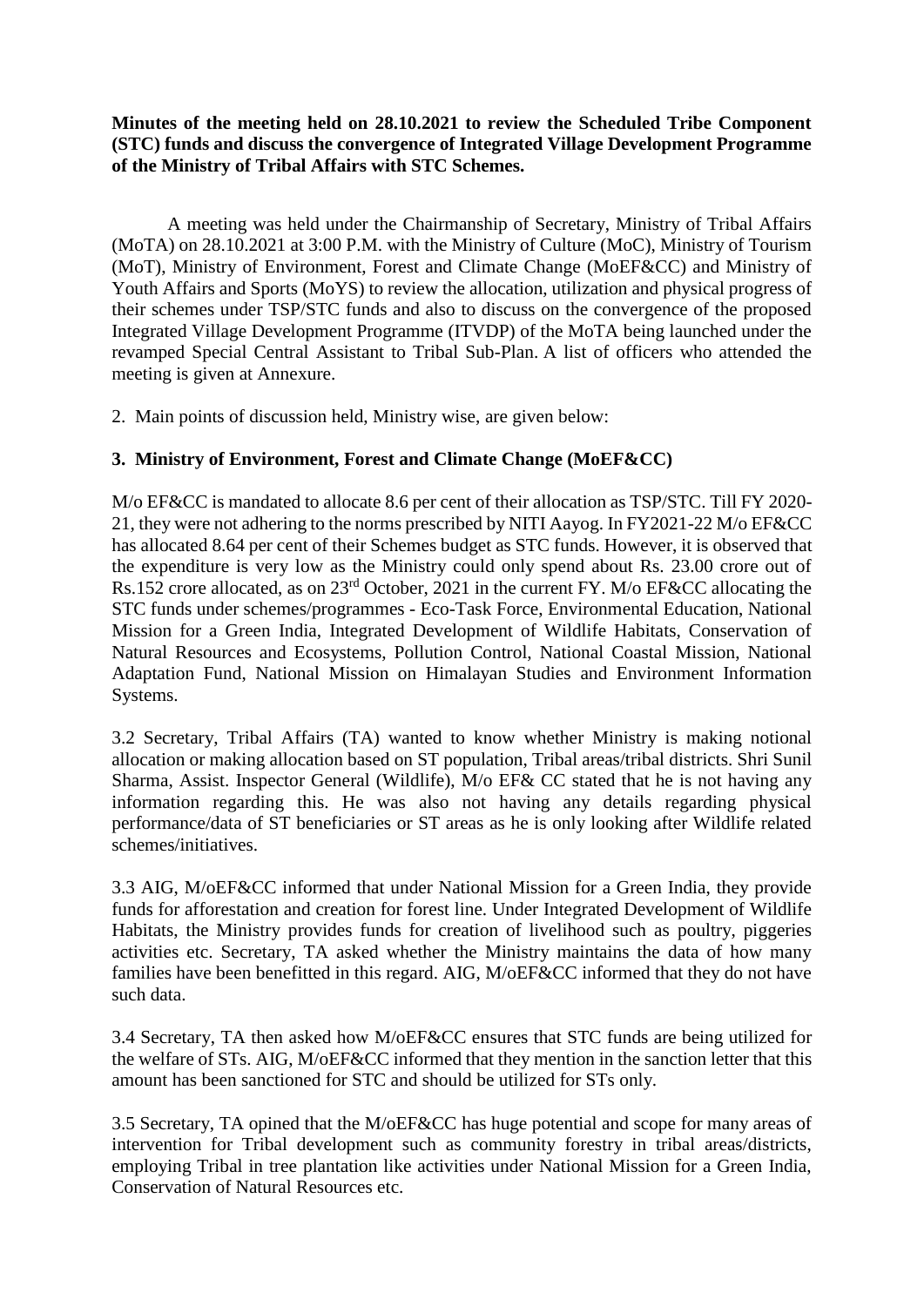**Minutes of the meeting held on 28.10.2021 to review the Scheduled Tribe Component (STC) funds and discuss the convergence of Integrated Village Development Programme of the Ministry of Tribal Affairs with STC Schemes.**

A meeting was held under the Chairmanship of Secretary, Ministry of Tribal Affairs (MoTA) on 28.10.2021 at 3:00 P.M. with the Ministry of Culture (MoC), Ministry of Tourism (MoT), Ministry of Environment, Forest and Climate Change (MoEF&CC) and Ministry of Youth Affairs and Sports (MoYS) to review the allocation, utilization and physical progress of their schemes under TSP/STC funds and also to discuss on the convergence of the proposed Integrated Village Development Programme (ITVDP) of the MoTA being launched under the revamped Special Central Assistant to Tribal Sub-Plan. A list of officers who attended the meeting is given at Annexure.

2. Main points of discussion held, Ministry wise, are given below:

**3. Ministry of Environment, Forest and Climate Change (MoEF&CC)**

M/o EF&CC is mandated to allocate 8.6 per cent of their allocation as TSP/STC. Till FY 2020-21, they were not adhering to the norms prescribed by NITI Aayog. In FY2021-22 M/o EF&CC has allocated 8.64 per cent of their Schemes budget as STC funds. However, it is observed that the expenditure is very low as the Ministry could only spend about Rs. 23.00 crore out of Rs.152 crore allocated, as on 23rd October, 2021 in the current FY. M/o EF&CC allocating the STC funds under schemes/programmes - Eco-Task Force, Environmental Education, National Mission for a Green India, Integrated Development of Wildlife Habitats, Conservation of Natural Resources and Ecosystems, Pollution Control, National Coastal Mission, National Adaptation Fund, National Mission on Himalayan Studies and Environment Information Systems.

3.2 Secretary, Tribal Affairs (TA) wanted to know whether Ministry is making notional allocation or making allocation based on ST population, Tribal areas/tribal districts. Shri Sunil Sharma, Assist. Inspector General (Wildlife), M/o EF& CC stated that he is not having any information regarding this. He was also not having any details regarding physical performance/data of ST beneficiaries or ST areas as he is only looking after Wildlife related schemes/initiatives.

3.3 AIG, M/oEF&CC informed that under National Mission for a Green India, they provide funds for afforestation and creation for forest line. Under Integrated Development of Wildlife Habitats, the Ministry provides funds for creation of livelihood such as poultry, piggeries activities etc. Secretary, TA asked whether the Ministry maintains the data of how many families have been benefitted in this regard. AIG, M/oEF&CC informed that they do not have such data.

3.4 Secretary, TA then asked how M/oEF&CC ensures that STC funds are being utilized for the welfare of STs. AIG, M/oEF&CC informed that they mention in the sanction letter that this amount has been sanctioned for STC and should be utilized for STs only.

3.5 Secretary, TA opined that the M/oEF&CC has huge potential and scope for many areas of intervention for Tribal development such as community forestry in tribal areas/districts, employing Tribal in tree plantation like activities under National Mission for a Green India, Conservation of Natural Resources etc.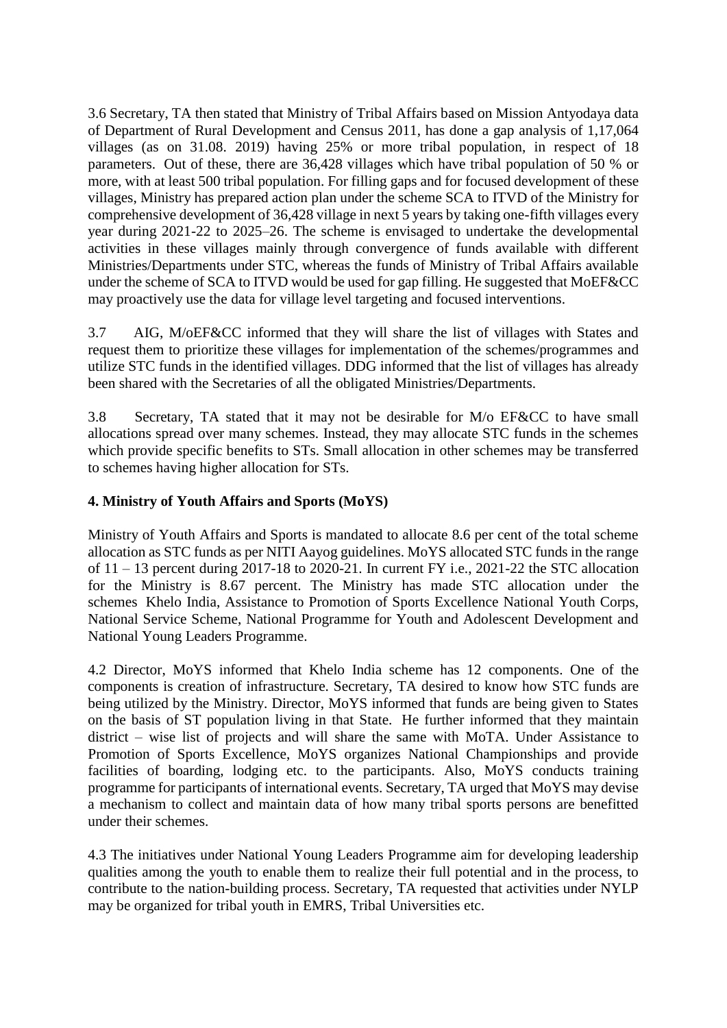3.6 Secretary, TA then stated that Ministry of Tribal Affairs based on Mission Antyodaya data of Department of Rural Development and Census 2011, has done a gap analysis of 1,17,064 villages (as on 31.08. 2019) having 25% or more tribal population, in respect of 18 parameters. Out of these, there are 36,428 villages which have tribal population of 50 % or more, with at least 500 tribal population. For filling gaps and for focused development of these villages, Ministry has prepared action plan under the scheme SCA to ITVD of the Ministry for comprehensive development of 36,428 village in next 5 years by taking one-fifth villages every year during 2021-22 to 2025–26. The scheme is envisaged to undertake the developmental activities in these villages mainly through convergence of funds available with different Ministries/Departments under STC, whereas the funds of Ministry of Tribal Affairs available under the scheme of SCA to ITVD would be used for gap filling. He suggested that MoEF&CC may proactively use the data for village level targeting and focused interventions.

3.7 AIG, M/oEF&CC informed that they will share the list of villages with States and request them to prioritize these villages for implementation of the schemes/programmes and utilize STC funds in the identified villages. DDG informed that the list of villages has already been shared with the Secretaries of all the obligated Ministries/Departments.

3.8 Secretary, TA stated that it may not be desirable for M/o EF&CC to have small allocations spread over many schemes. Instead, they may allocate STC funds in the schemes which provide specific benefits to STs. Small allocation in other schemes may be transferred to schemes having higher allocation for STs.

**4. Ministry of Youth Affairs and Sports (MoYS)**

Ministry of Youth Affairs and Sports is mandated to allocate 8.6 per cent of the total scheme allocation as STC funds as per NITI Aayog guidelines. MoYS allocated STC funds in the range of 11 – 13 percent during 2017-18 to 2020-21. In current FY i.e., 2021-22 the STC allocation for the Ministry is 8.67 percent. The Ministry has made STC allocation under the schemes Khelo India, Assistance to Promotion of Sports Excellence National Youth Corps, National Service Scheme, National Programme for Youth and Adolescent Development and National Young Leaders Programme.

4.2 Director, MoYS informed that Khelo India scheme has 12 components. One of the components is creation of infrastructure. Secretary, TA desired to know how STC funds are being utilized by the Ministry. Director, MoYS informed that funds are being given to States on the basis of ST population living in that State. He further informed that they maintain district – wise list of projects and will share the same with MoTA. Under Assistance to Promotion of Sports Excellence, MoYS organizes National Championships and provide facilities of boarding, lodging etc. to the participants. Also, MoYS conducts training programme for participants of international events. Secretary, TA urged that MoYS may devise a mechanism to collect and maintain data of how many tribal sports persons are benefitted under their schemes.

4.3 The initiatives under National Young Leaders Programme aim for developing leadership qualities among the youth to enable them to realize their full potential and in the process, to contribute to the nation-building process. Secretary, TA requested that activities under NYLP may be organized for tribal youth in EMRS, Tribal Universities etc.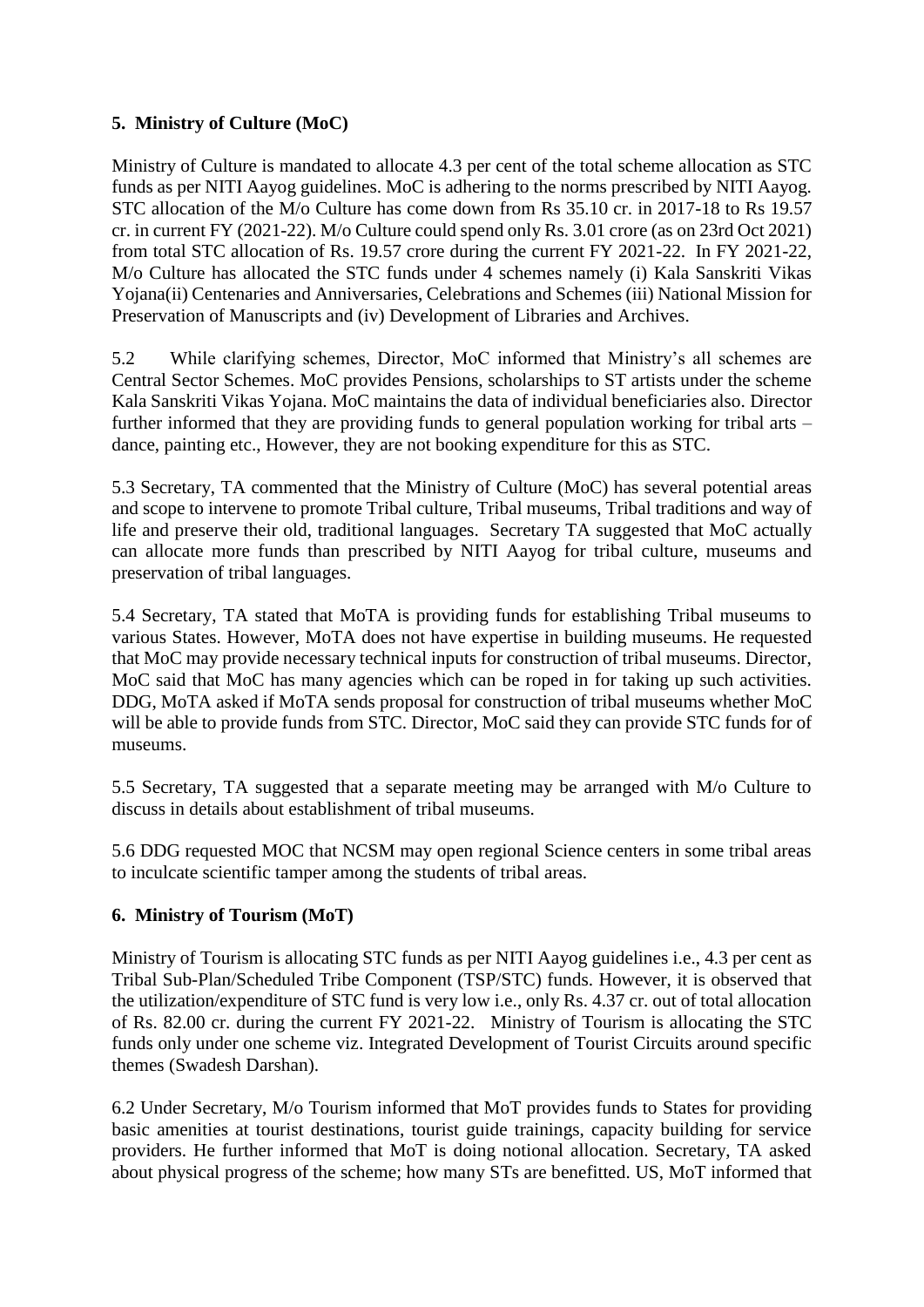## 5. Ministry of Culture (MoC)

Ministry of Culture is mandated to allocate 4.3 per cent of the total scheme allocation as STC funds as per NITI Aayog guidelines. MoC is adhering to the norms prescribed by NITI Aayog. STC allocation of the M/o Culture has come down from Rs 35.10 cr. in 2017-18 to Rs 19.57 cr. in current FY (2021-22). M/o Culture could spend only Rs. 3.01 crore (as on 23rd Oct 2021) from total STC allocation of Rs. 19.57 crore during the current FY 2021-22. In FY 2021-22, M/o Culture has allocated the STC funds under 4 schemes namely (i) Kala Sanskriti Vikas Yojana(ii) Centenaries and Anniversaries, Celebrations and Schemes (iii) National Mission for Preservation of Manuscripts and (iv) Development of Libraries and Archives.

5.2 While clarifying schemes, Director, MoC informed that Ministry's all schemes are Central Sector Schemes. MoC provides Pensions, scholarships to ST artists under the scheme Kala Sanskriti Vikas Yojana. MoC maintains the data of individual beneficiaries also. Director further informed that they are providing funds to general population working for tribal arts – dance, painting etc., However, they are not booking expenditure for this as STC.

5.3 Secretary, TA commented that the Ministry of Culture (MoC) has several potential areas and scope to intervene to promote Tribal culture, Tribal museums, Tribal traditions and way of life and preserve their old, traditional languages. Secretary TA suggested that MoC actually can allocate more funds than prescribed by NITI Aayog for tribal culture, museums and preservation of tribal languages.

5.4 Secretary, TA stated that MoTA is providing funds for establishing Tribal museums to various States. However, MoTA does not have expertise in building museums. He requested that MoC may provide necessary technical inputs for construction of tribal museums. Director, MoC said that MoC has many agencies which can be roped in for taking up such activities. DDG, MoTA asked if MoTA sends proposal for construction of tribal museums whether MoC will be able to provide funds from STC. Director, MoC said they can provide STC funds for of museums.

5.5 Secretary, TA suggested that a separate meeting may be arranged with M/o Culture to discuss in details about establishment of tribal museums.

5.6 DDG requested MOC that NCSM may open regional Science centers in some tribal areas to inculcate scientific tamper among the students of tribal areas.

## 6. Ministry of Tourism (MoT)

Ministry of Tourism is allocating STC funds as per NITI Aayog guidelines i.e., 4.3 per cent as Tribal Sub-Plan/Scheduled Tribe Component (TSP/STC) funds. However, it is observed that the utilization/expenditure of STC fund is very low i.e., only Rs. 4.37 cr. out of total allocation of Rs. 82.00 cr. during the current FY 2021-22. Ministry of Tourism is allocating the STC funds only under one scheme viz. Integrated Development of Tourist Circuits around specific themes (Swadesh Darshan).

6.2 Under Secretary, M/o Tourism informed that MoT provides funds to States for providing basic amenities at tourist destinations, tourist guide trainings, capacity building for service providers. He further informed that MoT is doing notional allocation. Secretary, TA asked about physical progress of the scheme; how many STs are benefitted. US, MoT informed that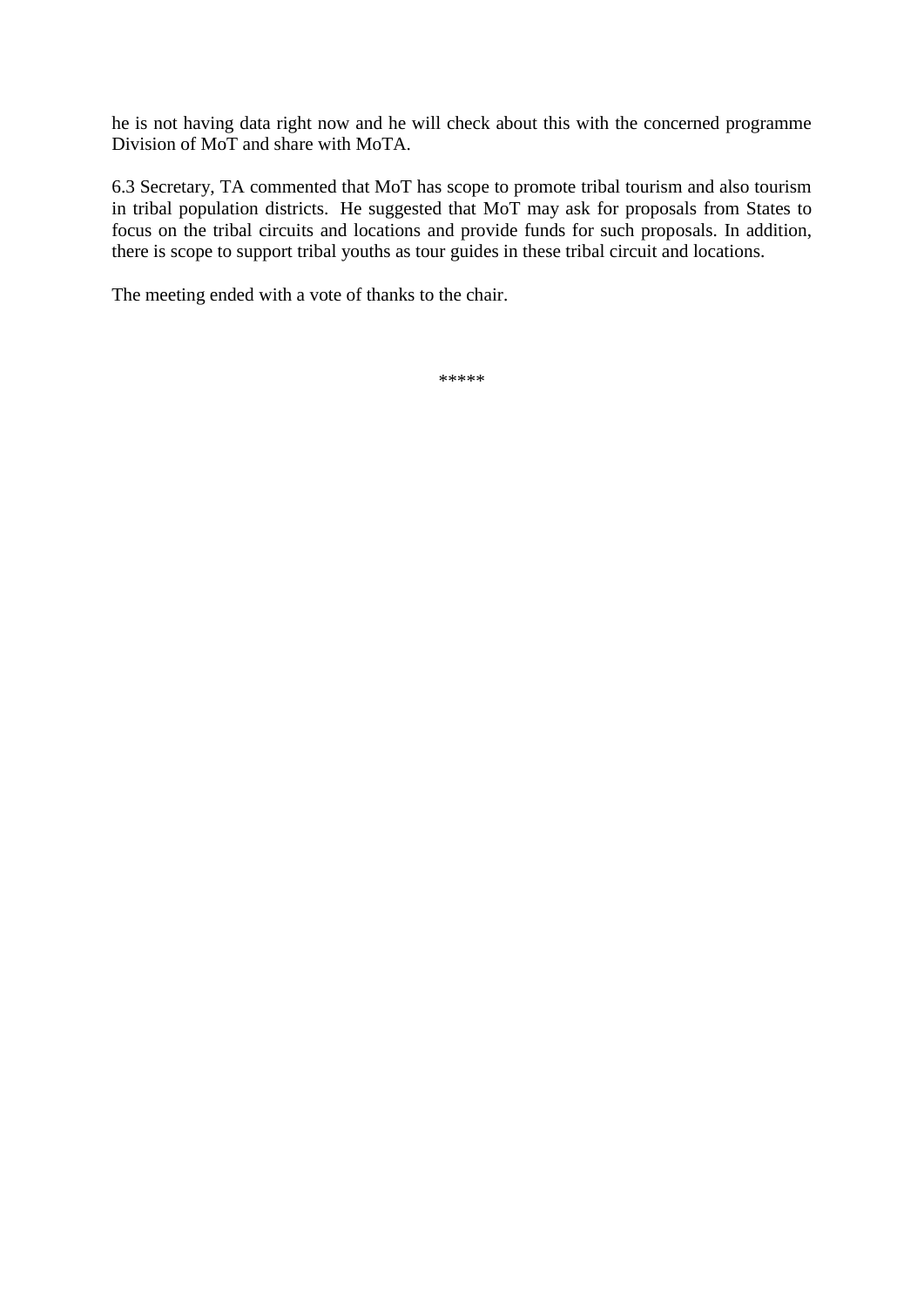he is not having data right now and he will check about this with the concerned programme Division of MoT and share with MoTA.

6.3 Secretary, TA commented that MoT has scope to promote tribal tourism and also tourism in tribal population districts. He suggested that MoT may ask for proposals from States to focus on the tribal circuits and locations and provide funds for such proposals. In addition, there is scope to support tribal youths as tour guides in these tribal circuit and locations.

The meeting ended with a vote of thanks to the chair.

*****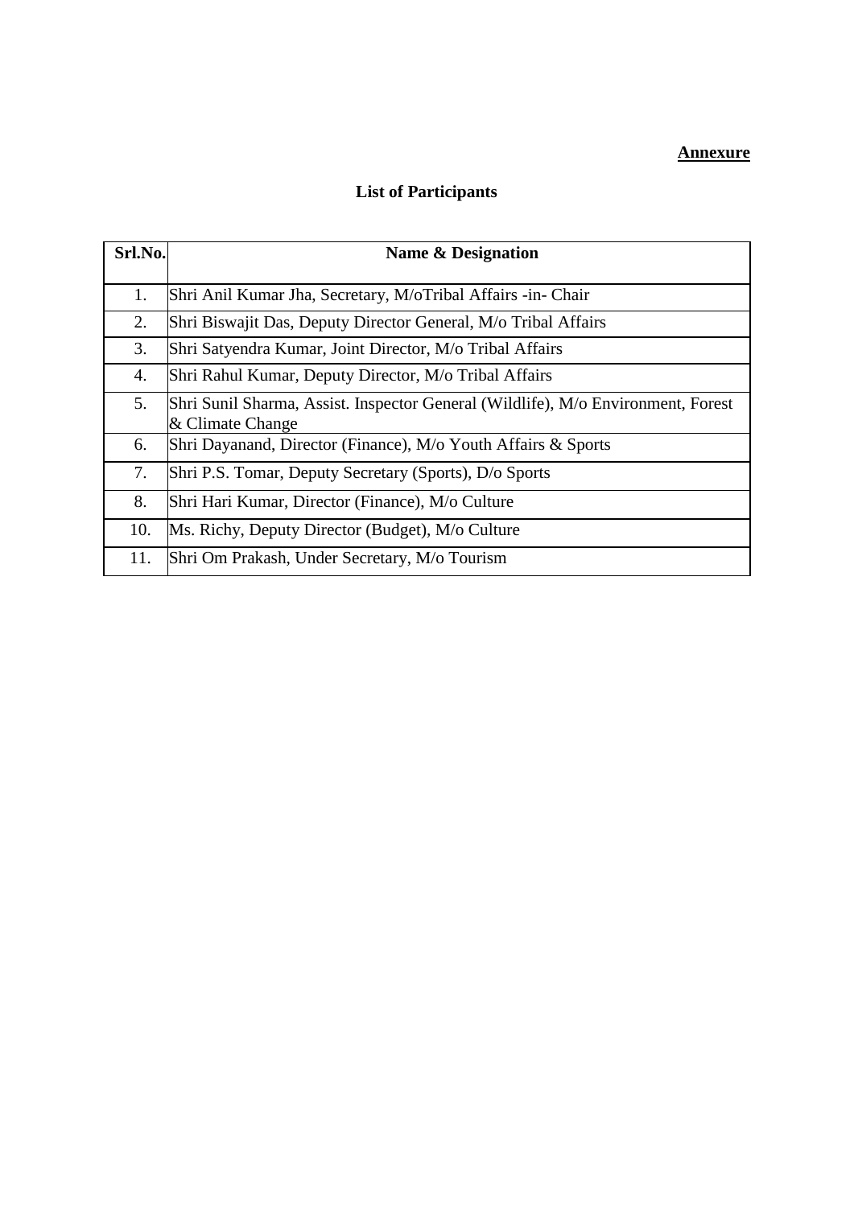**Annexure**

## List of Participants

| Srl.No. | Name & Designation |
|---|---|
| 1. | Shri Anil Kumar Jha, Secretary, M/oTribal Affairs -in- Chair |
| 2. | Shri Biswajit Das, Deputy Director General, M/o Tribal Affairs |
| 3. | Shri Satyendra Kumar, Joint Director, M/o Tribal Affairs |
| 4. | Shri Rahul Kumar, Deputy Director, M/o Tribal Affairs |
| 5. | Shri Sunil Sharma, Assist. Inspector General (Wildlife), M/o Environment, Forest & Climate Change |
| 6. | Shri Dayanand, Director (Finance), M/o Youth Affairs & Sports |
| 7. | Shri P.S. Tomar, Deputy Secretary (Sports), D/o Sports |
| 8. | Shri Hari Kumar, Director (Finance), M/o Culture |
| 10. | Ms. Richy, Deputy Director (Budget), M/o Culture |
| 11. | Shri Om Prakash, Under Secretary, M/o Tourism |